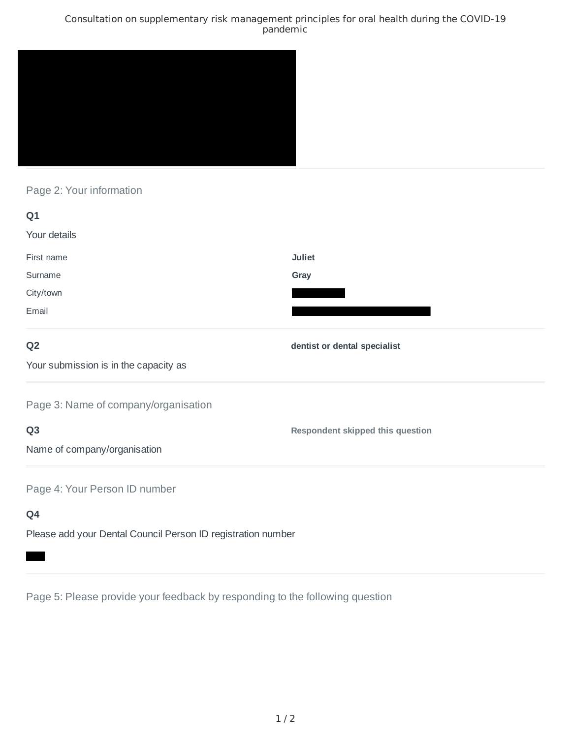# Consultation on supplementary risk management principles for oral health during the COVID-19 pandemic

## Page 2: Your information

**Q1**

Your details

| | |
|---|---|
| First name | **Juliet** |
| Surname | **Gray** |
| City/town | |
| Email | |

**Q2**

Your submission is in the capacity as

**dentist or dental specialist**

## Page 3: Name of company/organisation

**Q3**

Name of company/organisation

**Respondent skipped this question**

## Page 4: Your Person ID number

**Q4**

Please add your Dental Council Person ID registration number

## Page 5: Please provide your feedback by responding to the following question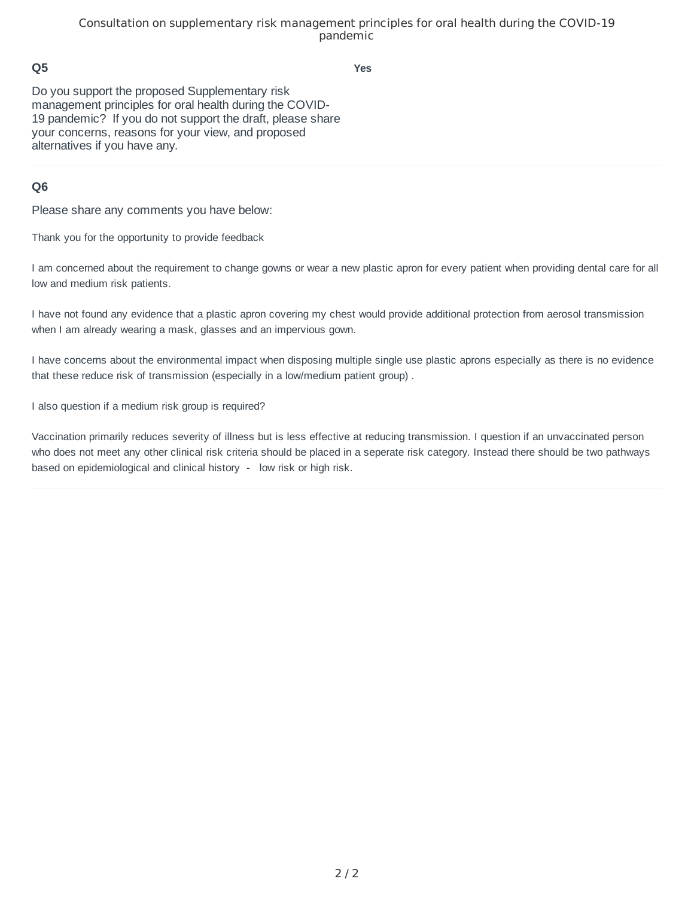**Q5**

Do you support the proposed Supplementary risk management principles for oral health during the COVID-19 pandemic? If you do not support the draft, please share your concerns, reasons for your view, and proposed alternatives if you have any.

**Yes**

**Q6**

Please share any comments you have below:

Thank you for the opportunity to provide feedback

I am concerned about the requirement to change gowns or wear a new plastic apron for every patient when providing dental care for all low and medium risk patients.

I have not found any evidence that a plastic apron covering my chest would provide additional protection from aerosol transmission when I am already wearing a mask, glasses and an impervious gown.

I have concerns about the environmental impact when disposing multiple single use plastic aprons especially as there is no evidence that these reduce risk of transmission (especially in a low/medium patient group) .

I also question if a medium risk group is required?

Vaccination primarily reduces severity of illness but is less effective at reducing transmission. I question if an unvaccinated person who does not meet any other clinical risk criteria should be placed in a seperate risk category. Instead there should be two pathways based on epidemiological and clinical history - low risk or high risk.